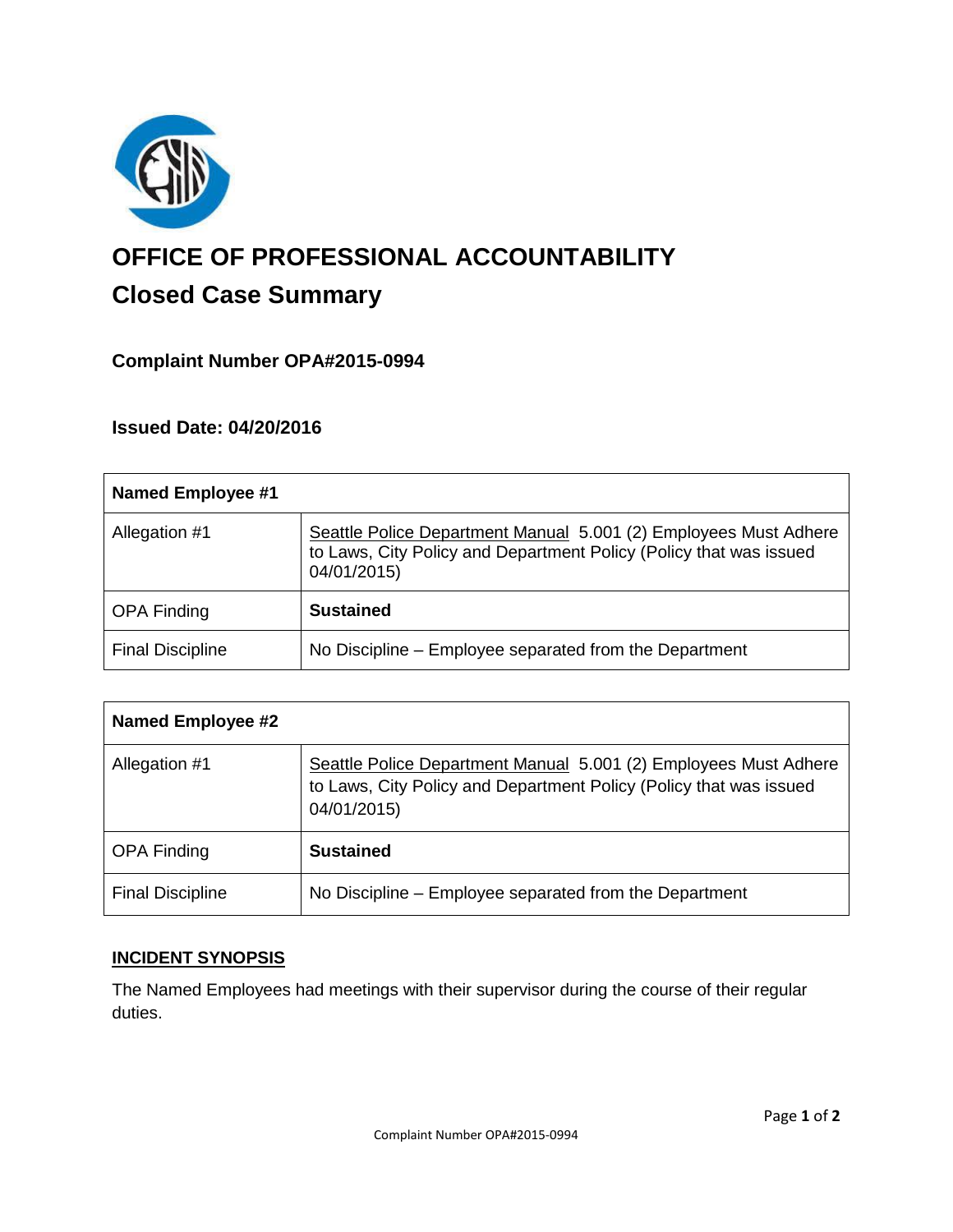# OFFICE OF PROFESSIONAL ACCOUNTABILITY

## Closed Case Summary

### Complaint Number OPA#2015-0994

### Issued Date: 04/20/2016

| **Named Employee #1** | |
|---|---|
| Allegation #1 | Seattle Police Department Manual 5.001 (2) Employees Must Adhere to Laws, City Policy and Department Policy (Policy that was issued 04/01/2015) |
| OPA Finding | **Sustained** |
| Final Discipline | No Discipline – Employee separated from the Department |

| **Named Employee #2** | |
|---|---|
| Allegation #1 | Seattle Police Department Manual 5.001 (2) Employees Must Adhere to Laws, City Policy and Department Policy (Policy that was issued 04/01/2015) |
| OPA Finding | **Sustained** |
| Final Discipline | No Discipline – Employee separated from the Department |

**INCIDENT SYNOPSIS**

The Named Employees had meetings with their supervisor during the course of their regular duties.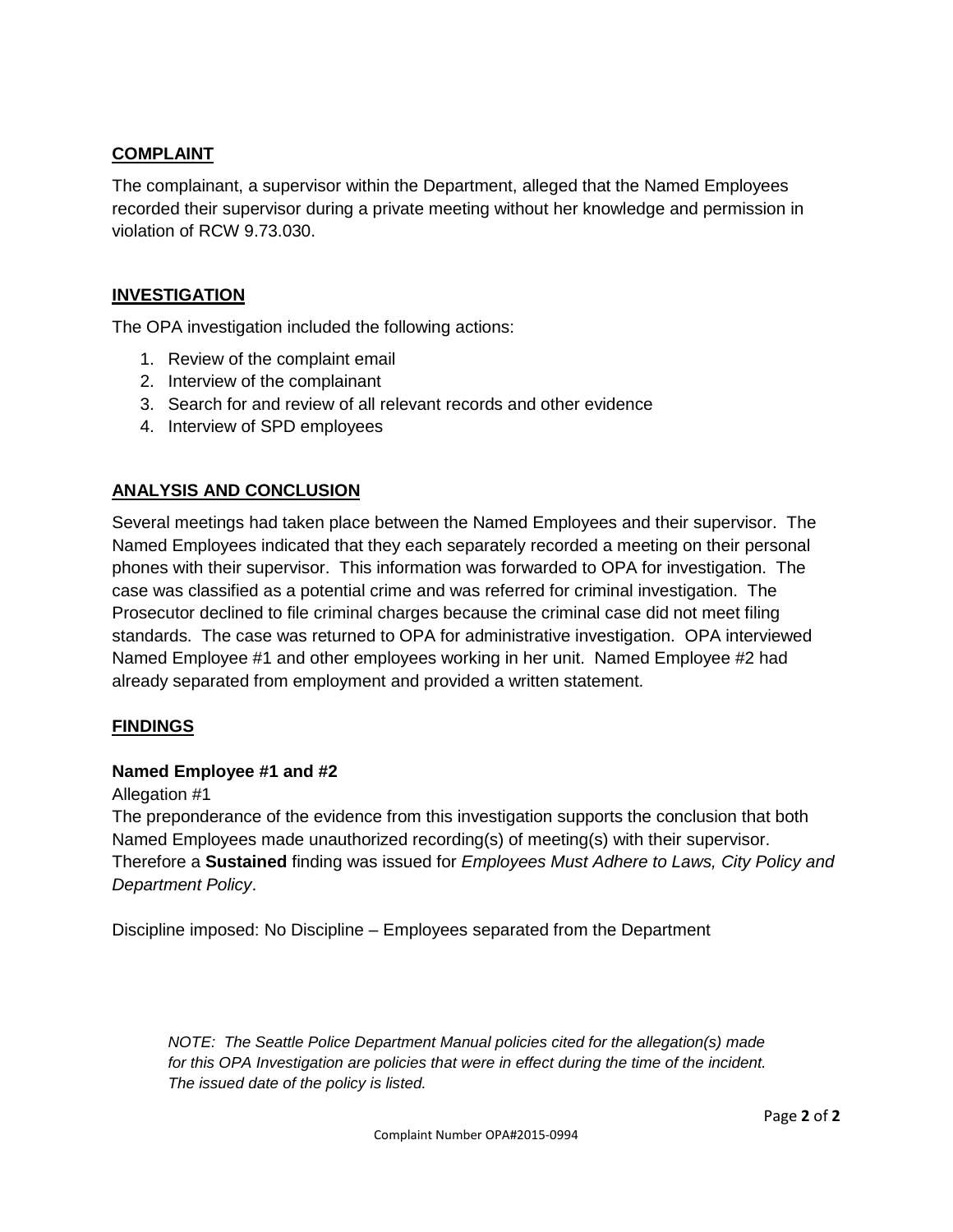## COMPLAINT

The complainant, a supervisor within the Department, alleged that the Named Employees recorded their supervisor during a private meeting without her knowledge and permission in violation of RCW 9.73.030.

## INVESTIGATION

The OPA investigation included the following actions:

1. Review of the complaint email
2. Interview of the complainant
3. Search for and review of all relevant records and other evidence
4. Interview of SPD employees

## ANALYSIS AND CONCLUSION

Several meetings had taken place between the Named Employees and their supervisor. The Named Employees indicated that they each separately recorded a meeting on their personal phones with their supervisor. This information was forwarded to OPA for investigation. The case was classified as a potential crime and was referred for criminal investigation. The Prosecutor declined to file criminal charges because the criminal case did not meet filing standards. The case was returned to OPA for administrative investigation. OPA interviewed Named Employee #1 and other employees working in her unit. Named Employee #2 had already separated from employment and provided a written statement.

## FINDINGS

**Named Employee #1 and #2**

Allegation #1

The preponderance of the evidence from this investigation supports the conclusion that both Named Employees made unauthorized recording(s) of meeting(s) with their supervisor. Therefore a **Sustained** finding was issued for *Employees Must Adhere to Laws, City Policy and Department Policy*.

Discipline imposed: No Discipline – Employees separated from the Department

*NOTE: The Seattle Police Department Manual policies cited for the allegation(s) made for this OPA Investigation are policies that were in effect during the time of the incident. The issued date of the policy is listed.*

Complaint Number OPA#2015-0994